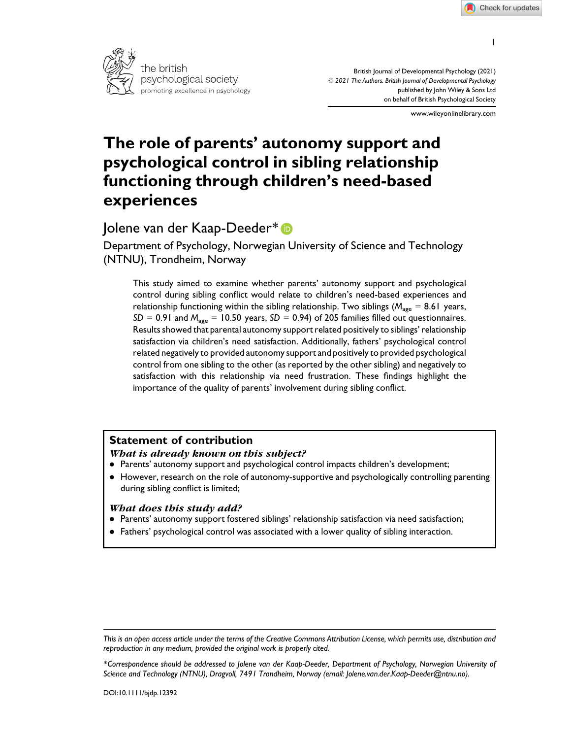# The role of parents' autonomy support and psychological control in sibling relationship functioning through children's need-based experiences

Jolene van der Kaap-Deeder*

Department of Psychology, Norwegian University of Science and Technology (NTNU), Trondheim, Norway

This study aimed to examine whether parents' autonomy support and psychological control during sibling conflict would relate to children's need-based experiences and relationship functioning within the sibling relationship. Two siblings ($M_{age}$ = 8.61 years, $SD$ = 0.91 and $M_{age}$ = 10.50 years, $SD$ = 0.94) of 205 families filled out questionnaires. Results showed that parental autonomy support related positively to siblings' relationship satisfaction via children's need satisfaction. Additionally, fathers' psychological control related negatively to provided autonomy support and positively to provided psychological control from one sibling to the other (as reported by the other sibling) and negatively to satisfaction with this relationship via need frustration. These findings highlight the importance of the quality of parents' involvement during sibling conflict.

## Statement of contribution

***What is already known on this subject?***

- Parents' autonomy support and psychological control impacts children's development;
- However, research on the role of autonomy-supportive and psychologically controlling parenting during sibling conflict is limited;

***What does this study add?***

- Parents' autonomy support fostered siblings' relationship satisfaction via need satisfaction;
- Fathers' psychological control was associated with a lower quality of sibling interaction.

*This is an open access article under the terms of the Creative Commons Attribution License, which permits use, distribution and reproduction in any medium, provided the original work is properly cited.*

*Correspondence should be addressed to Jolene van der Kaap-Deeder, Department of Psychology, Norwegian University of Science and Technology (NTNU), Dragvoll, 7491 Trondheim, Norway (email: Jolene.van.der.Kaap-Deeder@ntnu.no).

DOI:10.1111/bjdp.12392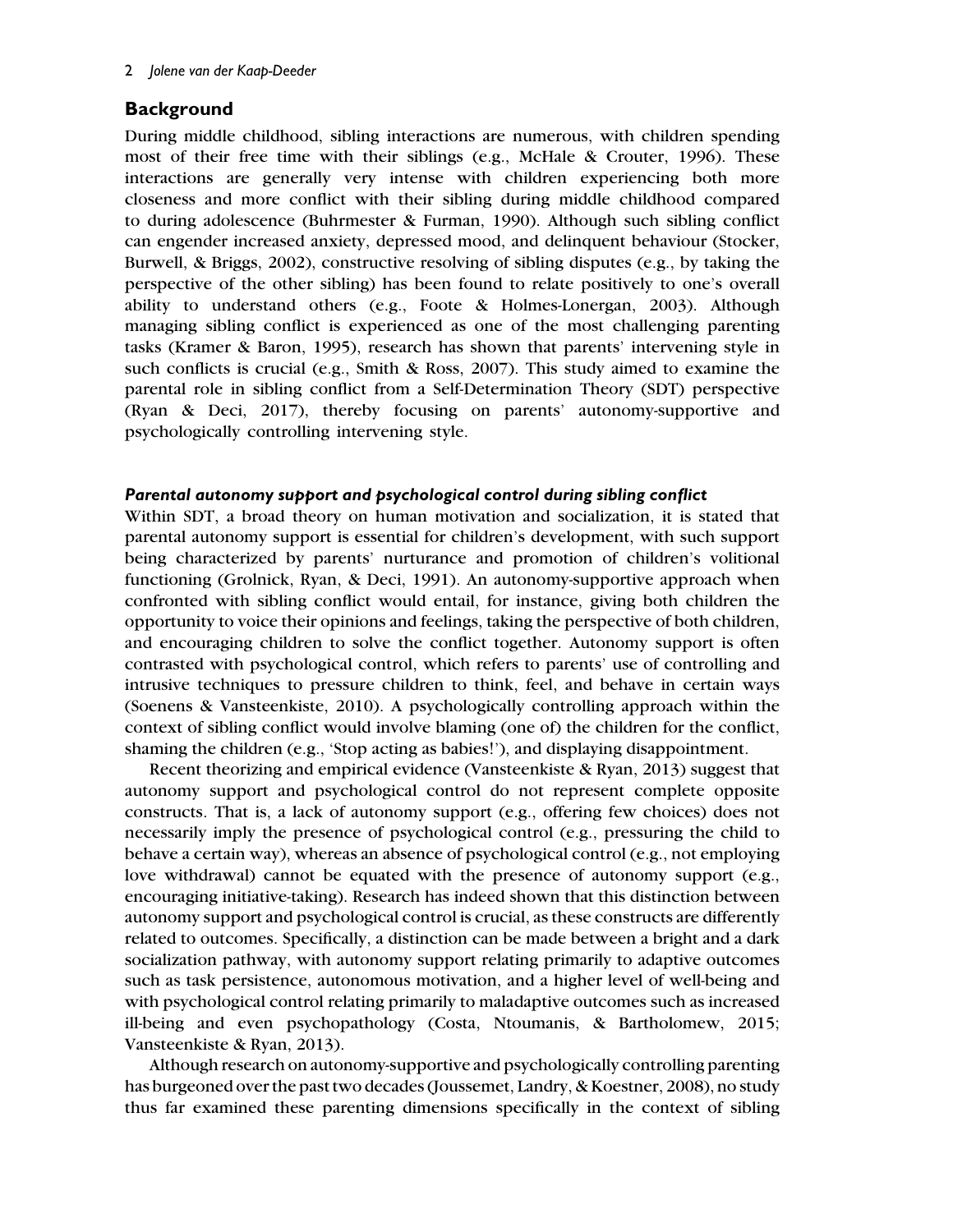## Background

During middle childhood, sibling interactions are numerous, with children spending most of their free time with their siblings (e.g., McHale & Crouter, 1996). These interactions are generally very intense with children experiencing both more closeness and more conflict with their sibling during middle childhood compared to during adolescence (Buhrmester & Furman, 1990). Although such sibling conflict can engender increased anxiety, depressed mood, and delinquent behaviour (Stocker, Burwell, & Briggs, 2002), constructive resolving of sibling disputes (e.g., by taking the perspective of the other sibling) has been found to relate positively to one's overall ability to understand others (e.g., Foote & Holmes-Lonergan, 2003). Although managing sibling conflict is experienced as one of the most challenging parenting tasks (Kramer & Baron, 1995), research has shown that parents' intervening style in such conflicts is crucial (e.g., Smith & Ross, 2007). This study aimed to examine the parental role in sibling conflict from a Self-Determination Theory (SDT) perspective (Ryan & Deci, 2017), thereby focusing on parents' autonomy-supportive and psychologically controlling intervening style.

### *Parental autonomy support and psychological control during sibling conflict*

Within SDT, a broad theory on human motivation and socialization, it is stated that parental autonomy support is essential for children's development, with such support being characterized by parents' nurturance and promotion of children's volitional functioning (Grolnick, Ryan, & Deci, 1991). An autonomy-supportive approach when confronted with sibling conflict would entail, for instance, giving both children the opportunity to voice their opinions and feelings, taking the perspective of both children, and encouraging children to solve the conflict together. Autonomy support is often contrasted with psychological control, which refers to parents' use of controlling and intrusive techniques to pressure children to think, feel, and behave in certain ways (Soenens & Vansteenkiste, 2010). A psychologically controlling approach within the context of sibling conflict would involve blaming (one of) the children for the conflict, shaming the children (e.g., 'Stop acting as babies!'), and displaying disappointment.

Recent theorizing and empirical evidence (Vansteenkiste & Ryan, 2013) suggest that autonomy support and psychological control do not represent complete opposite constructs. That is, a lack of autonomy support (e.g., offering few choices) does not necessarily imply the presence of psychological control (e.g., pressuring the child to behave a certain way), whereas an absence of psychological control (e.g., not employing love withdrawal) cannot be equated with the presence of autonomy support (e.g., encouraging initiative-taking). Research has indeed shown that this distinction between autonomy support and psychological control is crucial, as these constructs are differently related to outcomes. Specifically, a distinction can be made between a bright and a dark socialization pathway, with autonomy support relating primarily to adaptive outcomes such as task persistence, autonomous motivation, and a higher level of well-being and with psychological control relating primarily to maladaptive outcomes such as increased ill-being and even psychopathology (Costa, Ntoumanis, & Bartholomew, 2015; Vansteenkiste & Ryan, 2013).

Although research on autonomy-supportive and psychologically controlling parenting has burgeoned over the past two decades (Joussemet, Landry, & Koestner, 2008), no study thus far examined these parenting dimensions specifically in the context of sibling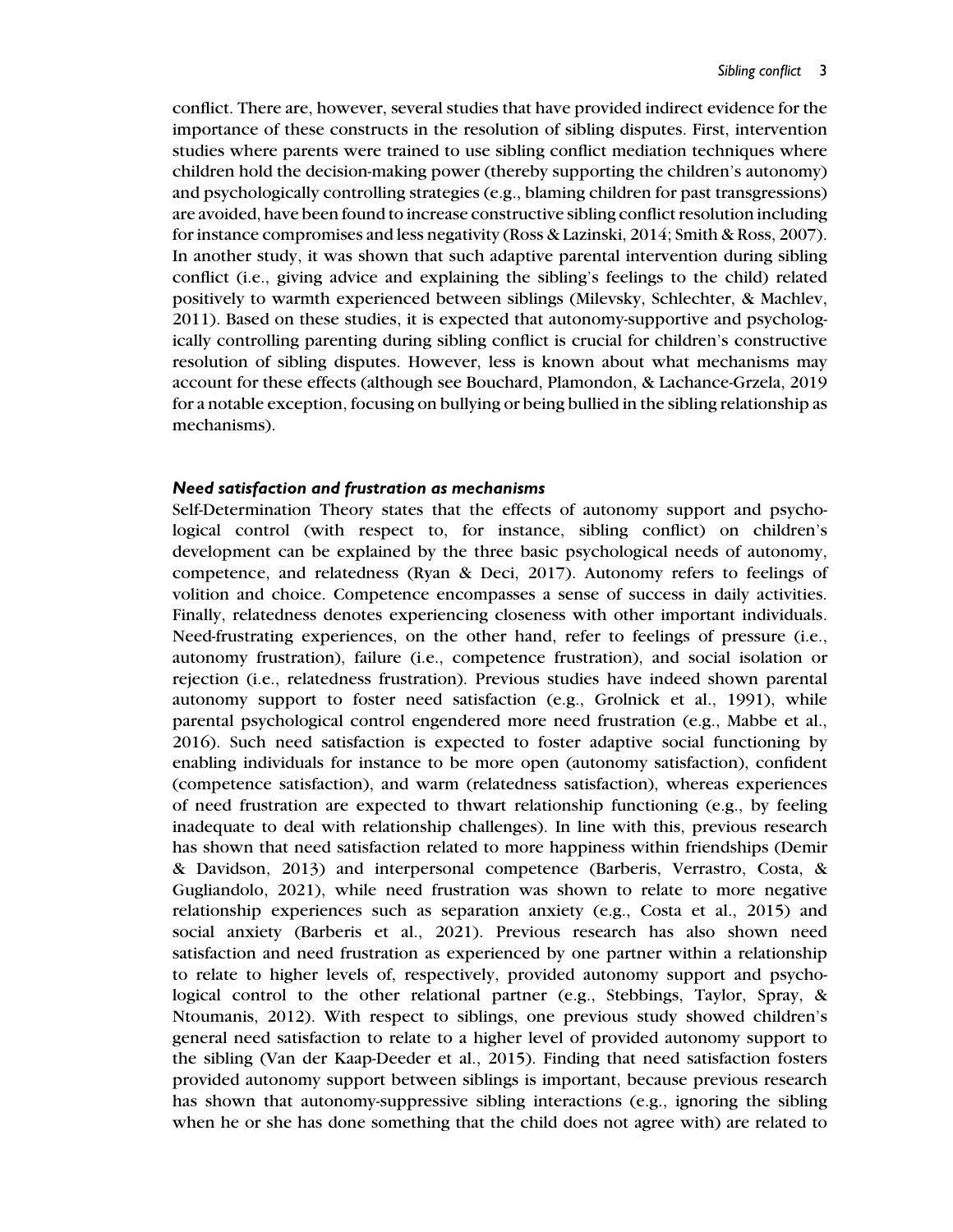conflict. There are, however, several studies that have provided indirect evidence for the importance of these constructs in the resolution of sibling disputes. First, intervention studies where parents were trained to use sibling conflict mediation techniques where children hold the decision-making power (thereby supporting the children's autonomy) and psychologically controlling strategies (e.g., blaming children for past transgressions) are avoided, have been found to increase constructive sibling conflict resolution including for instance compromises and less negativity (Ross & Lazinski, 2014; Smith & Ross, 2007). In another study, it was shown that such adaptive parental intervention during sibling conflict (i.e., giving advice and explaining the sibling's feelings to the child) related positively to warmth experienced between siblings (Milevsky, Schlechter, & Machlev, 2011). Based on these studies, it is expected that autonomy-supportive and psychologically controlling parenting during sibling conflict is crucial for children's constructive resolution of sibling disputes. However, less is known about what mechanisms may account for these effects (although see Bouchard, Plamondon, & Lachance-Grzela, 2019 for a notable exception, focusing on bullying or being bullied in the sibling relationship as mechanisms).

### *Need satisfaction and frustration as mechanisms*

Self-Determination Theory states that the effects of autonomy support and psychological control (with respect to, for instance, sibling conflict) on children's development can be explained by the three basic psychological needs of autonomy, competence, and relatedness (Ryan & Deci, 2017). Autonomy refers to feelings of volition and choice. Competence encompasses a sense of success in daily activities. Finally, relatedness denotes experiencing closeness with other important individuals. Need-frustrating experiences, on the other hand, refer to feelings of pressure (i.e., autonomy frustration), failure (i.e., competence frustration), and social isolation or rejection (i.e., relatedness frustration). Previous studies have indeed shown parental autonomy support to foster need satisfaction (e.g., Grolnick et al., 1991), while parental psychological control engendered more need frustration (e.g., Mabbe et al., 2016). Such need satisfaction is expected to foster adaptive social functioning by enabling individuals for instance to be more open (autonomy satisfaction), confident (competence satisfaction), and warm (relatedness satisfaction), whereas experiences of need frustration are expected to thwart relationship functioning (e.g., by feeling inadequate to deal with relationship challenges). In line with this, previous research has shown that need satisfaction related to more happiness within friendships (Demir & Davidson, 2013) and interpersonal competence (Barberis, Verrastro, Costa, & Gugliandolo, 2021), while need frustration was shown to relate to more negative relationship experiences such as separation anxiety (e.g., Costa et al., 2015) and social anxiety (Barberis et al., 2021). Previous research has also shown need satisfaction and need frustration as experienced by one partner within a relationship to relate to higher levels of, respectively, provided autonomy support and psychological control to the other relational partner (e.g., Stebbings, Taylor, Spray, & Ntoumanis, 2012). With respect to siblings, one previous study showed children's general need satisfaction to relate to a higher level of provided autonomy support to the sibling (Van der Kaap-Deeder et al., 2015). Finding that need satisfaction fosters provided autonomy support between siblings is important, because previous research has shown that autonomy-suppressive sibling interactions (e.g., ignoring the sibling when he or she has done something that the child does not agree with) are related to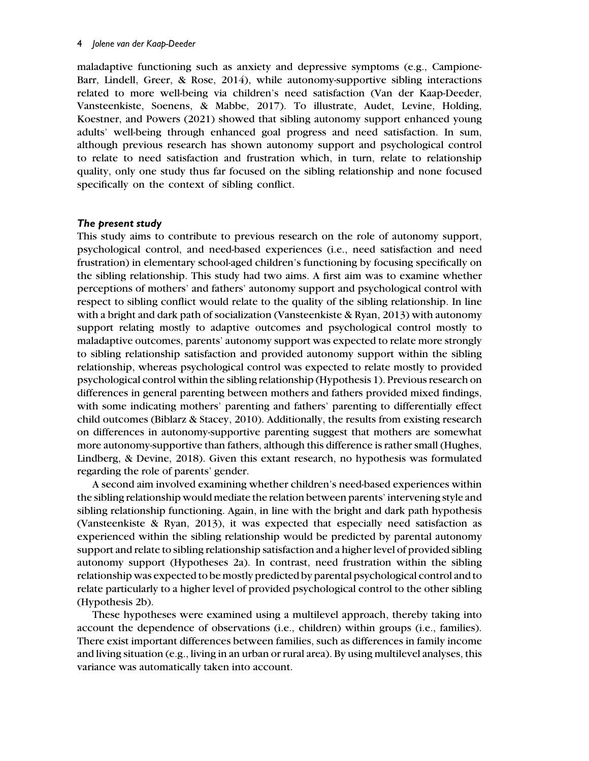maladaptive functioning such as anxiety and depressive symptoms (e.g., Campione-Barr, Lindell, Greer, & Rose, 2014), while autonomy-supportive sibling interactions related to more well-being via children's need satisfaction (Van der Kaap-Deeder, Vansteenkiste, Soenens, & Mabbe, 2017). To illustrate, Audet, Levine, Holding, Koestner, and Powers (2021) showed that sibling autonomy support enhanced young adults' well-being through enhanced goal progress and need satisfaction. In sum, although previous research has shown autonomy support and psychological control to relate to need satisfaction and frustration which, in turn, relate to relationship quality, only one study thus far focused on the sibling relationship and none focused specifically on the context of sibling conflict.

### *The present study*

This study aims to contribute to previous research on the role of autonomy support, psychological control, and need-based experiences (i.e., need satisfaction and need frustration) in elementary school-aged children's functioning by focusing specifically on the sibling relationship. This study had two aims. A first aim was to examine whether perceptions of mothers' and fathers' autonomy support and psychological control with respect to sibling conflict would relate to the quality of the sibling relationship. In line with a bright and dark path of socialization (Vansteenkiste & Ryan, 2013) with autonomy support relating mostly to adaptive outcomes and psychological control mostly to maladaptive outcomes, parents' autonomy support was expected to relate more strongly to sibling relationship satisfaction and provided autonomy support within the sibling relationship, whereas psychological control was expected to relate mostly to provided psychological control within the sibling relationship (Hypothesis 1). Previous research on differences in general parenting between mothers and fathers provided mixed findings, with some indicating mothers' parenting and fathers' parenting to differentially effect child outcomes (Biblarz & Stacey, 2010). Additionally, the results from existing research on differences in autonomy-supportive parenting suggest that mothers are somewhat more autonomy-supportive than fathers, although this difference is rather small (Hughes, Lindberg, & Devine, 2018). Given this extant research, no hypothesis was formulated regarding the role of parents' gender.

A second aim involved examining whether children's need-based experiences within the sibling relationship would mediate the relation between parents' intervening style and sibling relationship functioning. Again, in line with the bright and dark path hypothesis (Vansteenkiste & Ryan, 2013), it was expected that especially need satisfaction as experienced within the sibling relationship would be predicted by parental autonomy support and relate to sibling relationship satisfaction and a higher level of provided sibling autonomy support (Hypotheses 2a). In contrast, need frustration within the sibling relationship was expected to be mostly predicted by parental psychological control and to relate particularly to a higher level of provided psychological control to the other sibling (Hypothesis 2b).

These hypotheses were examined using a multilevel approach, thereby taking into account the dependence of observations (i.e., children) within groups (i.e., families). There exist important differences between families, such as differences in family income and living situation (e.g., living in an urban or rural area). By using multilevel analyses, this variance was automatically taken into account.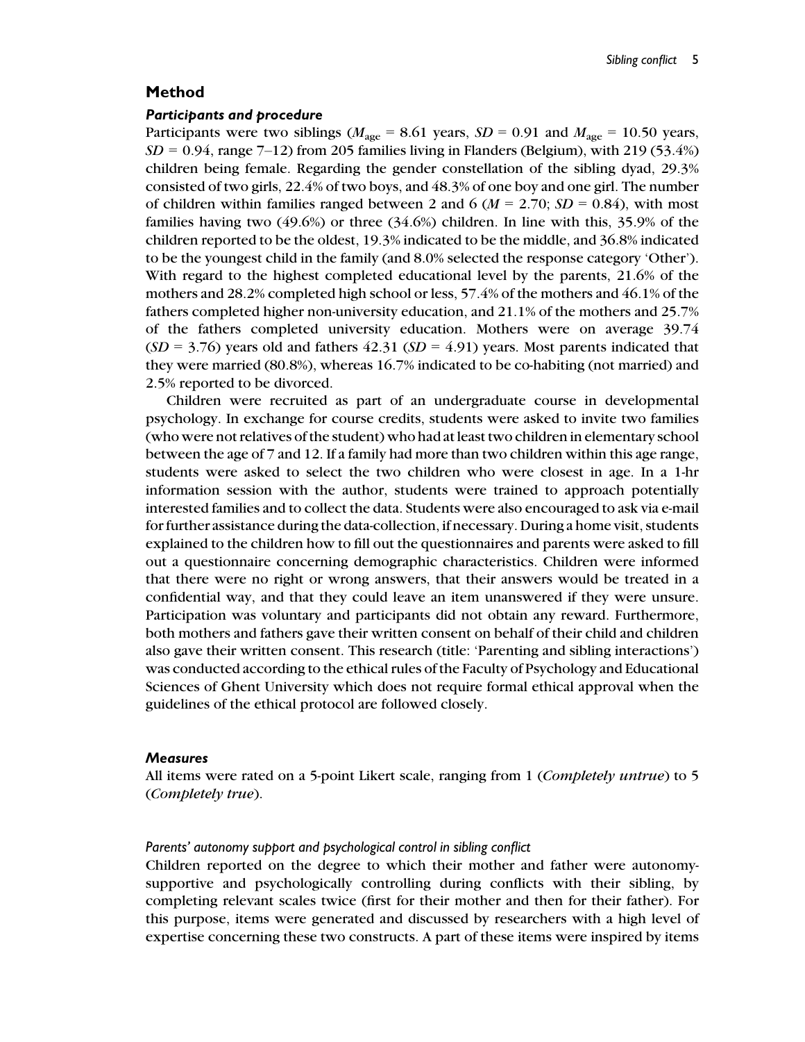## Method

### *Participants and procedure*

Participants were two siblings ($M_{age}$ = 8.61 years, $SD$ = 0.91 and $M_{age}$ = 10.50 years, $SD$ = 0.94, range 7–12) from 205 families living in Flanders (Belgium), with 219 (53.4%) children being female. Regarding the gender constellation of the sibling dyad, 29.3% consisted of two girls, 22.4% of two boys, and 48.3% of one boy and one girl. The number of children within families ranged between 2 and 6 ($M$ = 2.70; $SD$ = 0.84), with most families having two (49.6%) or three (34.6%) children. In line with this, 35.9% of the children reported to be the oldest, 19.3% indicated to be the middle, and 36.8% indicated to be the youngest child in the family (and 8.0% selected the response category 'Other'). With regard to the highest completed educational level by the parents, 21.6% of the mothers and 28.2% completed high school or less, 57.4% of the mothers and 46.1% of the fathers completed higher non-university education, and 21.1% of the mothers and 25.7% of the fathers completed university education. Mothers were on average 39.74 ($SD$ = 3.76) years old and fathers 42.31 ($SD$ = 4.91) years. Most parents indicated that they were married (80.8%), whereas 16.7% indicated to be co-habiting (not married) and 2.5% reported to be divorced.

Children were recruited as part of an undergraduate course in developmental psychology. In exchange for course credits, students were asked to invite two families (who were not relatives of the student) who had at least two children in elementary school between the age of 7 and 12. If a family had more than two children within this age range, students were asked to select the two children who were closest in age. In a 1-hr information session with the author, students were trained to approach potentially interested families and to collect the data. Students were also encouraged to ask via e-mail for further assistance during the data-collection, if necessary. During a home visit, students explained to the children how to fill out the questionnaires and parents were asked to fill out a questionnaire concerning demographic characteristics. Children were informed that there were no right or wrong answers, that their answers would be treated in a confidential way, and that they could leave an item unanswered if they were unsure. Participation was voluntary and participants did not obtain any reward. Furthermore, both mothers and fathers gave their written consent on behalf of their child and children also gave their written consent. This research (title: 'Parenting and sibling interactions') was conducted according to the ethical rules of the Faculty of Psychology and Educational Sciences of Ghent University which does not require formal ethical approval when the guidelines of the ethical protocol are followed closely.

### *Measures*

All items were rated on a 5-point Likert scale, ranging from 1 (*Completely untrue*) to 5 (*Completely true*).

#### *Parents' autonomy support and psychological control in sibling conflict*

Children reported on the degree to which their mother and father were autonomy-supportive and psychologically controlling during conflicts with their sibling, by completing relevant scales twice (first for their mother and then for their father). For this purpose, items were generated and discussed by researchers with a high level of expertise concerning these two constructs. A part of these items were inspired by items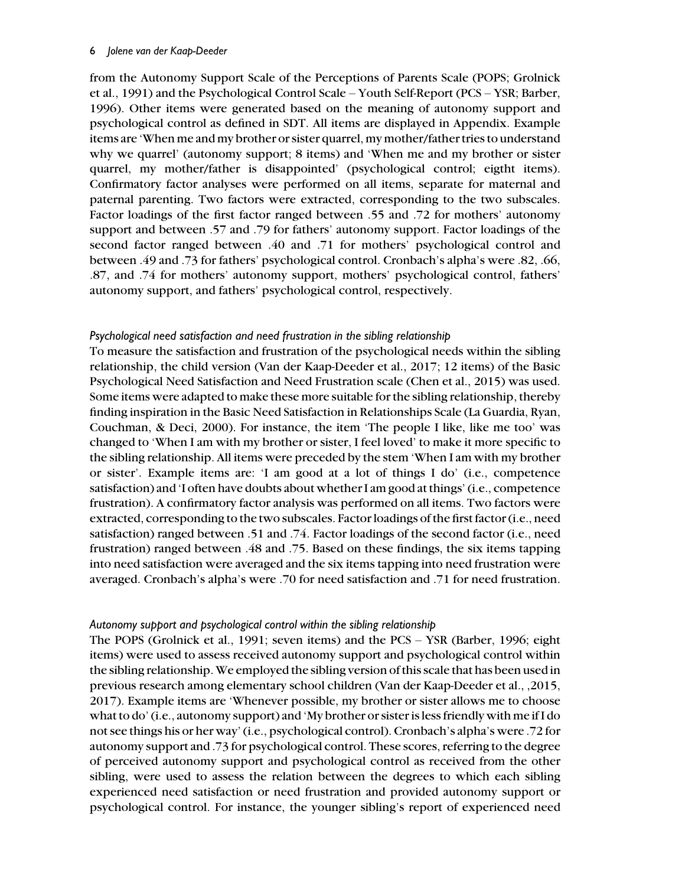from the Autonomy Support Scale of the Perceptions of Parents Scale (POPS; Grolnick et al., 1991) and the Psychological Control Scale – Youth Self-Report (PCS – YSR; Barber, 1996). Other items were generated based on the meaning of autonomy support and psychological control as defined in SDT. All items are displayed in Appendix. Example items are 'When me and my brother or sister quarrel, my mother/father tries to understand why we quarrel' (autonomy support; 8 items) and 'When me and my brother or sister quarrel, my mother/father is disappointed' (psychological control; eigtht items). Confirmatory factor analyses were performed on all items, separate for maternal and paternal parenting. Two factors were extracted, corresponding to the two subscales. Factor loadings of the first factor ranged between .55 and .72 for mothers' autonomy support and between .57 and .79 for fathers' autonomy support. Factor loadings of the second factor ranged between .40 and .71 for mothers' psychological control and between .49 and .73 for fathers' psychological control. Cronbach's alpha's were .82, .66, .87, and .74 for mothers' autonomy support, mothers' psychological control, fathers' autonomy support, and fathers' psychological control, respectively.

### *Psychological need satisfaction and need frustration in the sibling relationship*

To measure the satisfaction and frustration of the psychological needs within the sibling relationship, the child version (Van der Kaap-Deeder et al., 2017; 12 items) of the Basic Psychological Need Satisfaction and Need Frustration scale (Chen et al., 2015) was used. Some items were adapted to make these more suitable for the sibling relationship, thereby finding inspiration in the Basic Need Satisfaction in Relationships Scale (La Guardia, Ryan, Couchman, & Deci, 2000). For instance, the item 'The people I like, like me too' was changed to 'When I am with my brother or sister, I feel loved' to make it more specific to the sibling relationship. All items were preceded by the stem 'When I am with my brother or sister'. Example items are: 'I am good at a lot of things I do' (i.e., competence satisfaction) and 'I often have doubts about whether I am good at things' (i.e., competence frustration). A confirmatory factor analysis was performed on all items. Two factors were extracted, corresponding to the two subscales. Factor loadings of the first factor (i.e., need satisfaction) ranged between .51 and .74. Factor loadings of the second factor (i.e., need frustration) ranged between .48 and .75. Based on these findings, the six items tapping into need satisfaction were averaged and the six items tapping into need frustration were averaged. Cronbach's alpha's were .70 for need satisfaction and .71 for need frustration.

### *Autonomy support and psychological control within the sibling relationship*

The POPS (Grolnick et al., 1991; seven items) and the PCS – YSR (Barber, 1996; eight items) were used to assess received autonomy support and psychological control within the sibling relationship. We employed the sibling version of this scale that has been used in previous research among elementary school children (Van der Kaap-Deeder et al., ,2015, 2017). Example items are 'Whenever possible, my brother or sister allows me to choose what to do' (i.e., autonomy support) and 'My brother or sister is less friendly with me if I do not see things his or her way' (i.e., psychological control). Cronbach's alpha's were .72 for autonomy support and .73 for psychological control. These scores, referring to the degree of perceived autonomy support and psychological control as received from the other sibling, were used to assess the relation between the degrees to which each sibling experienced need satisfaction or need frustration and provided autonomy support or psychological control. For instance, the younger sibling's report of experienced need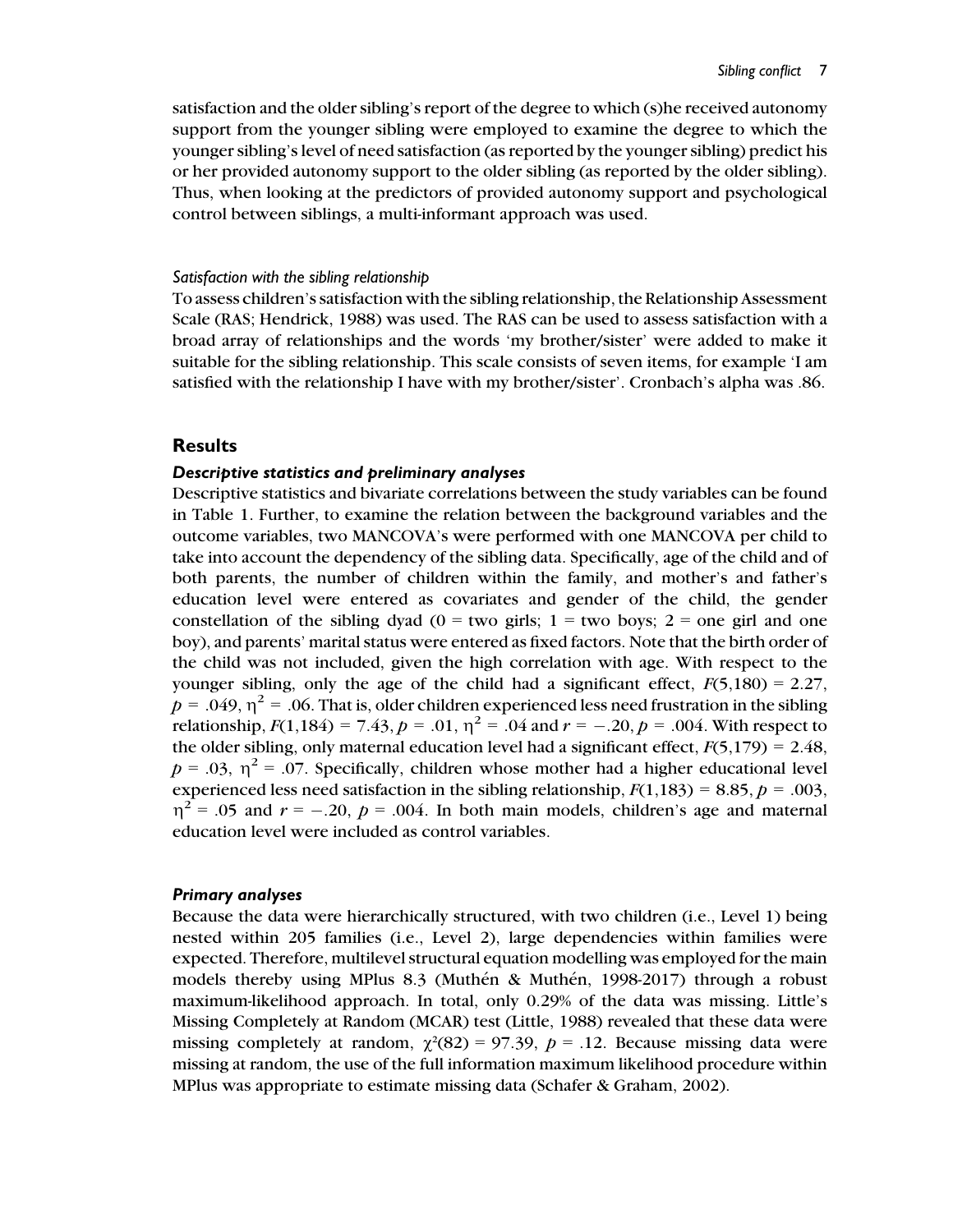satisfaction and the older sibling's report of the degree to which (s)he received autonomy support from the younger sibling were employed to examine the degree to which the younger sibling's level of need satisfaction (as reported by the younger sibling) predict his or her provided autonomy support to the older sibling (as reported by the older sibling). Thus, when looking at the predictors of provided autonomy support and psychological control between siblings, a multi-informant approach was used.

#### *Satisfaction with the sibling relationship*

To assess children's satisfaction with the sibling relationship, the Relationship Assessment Scale (RAS; Hendrick, 1988) was used. The RAS can be used to assess satisfaction with a broad array of relationships and the words 'my brother/sister' were added to make it suitable for the sibling relationship. This scale consists of seven items, for example 'I am satisfied with the relationship I have with my brother/sister'. Cronbach's alpha was .86.

## Results

### *Descriptive statistics and preliminary analyses*

Descriptive statistics and bivariate correlations between the study variables can be found in Table 1. Further, to examine the relation between the background variables and the outcome variables, two MANCOVA's were performed with one MANCOVA per child to take into account the dependency of the sibling data. Specifically, age of the child and of both parents, the number of children within the family, and mother's and father's education level were entered as covariates and gender of the child, the gender constellation of the sibling dyad (0 = two girls; 1 = two boys; 2 = one girl and one boy), and parents' marital status were entered as fixed factors. Note that the birth order of the child was not included, given the high correlation with age. With respect to the younger sibling, only the age of the child had a significant effect, $F(5,180) = 2.27$, $p = .049$, $\eta^2 = .06$. That is, older children experienced less need frustration in the sibling relationship, $F(1,184) = 7.43$, $p = .01$, $\eta^2 = .04$ and $r = -.20$, $p = .004$. With respect to the older sibling, only maternal education level had a significant effect, $F(5,179) = 2.48$, $p = .03$, $\eta^2 = .07$. Specifically, children whose mother had a higher educational level experienced less need satisfaction in the sibling relationship, $F(1,183) = 8.85$, $p = .003$, $\eta^2 = .05$ and $r = -.20$, $p = .004$. In both main models, children's age and maternal education level were included as control variables.

### *Primary analyses*

Because the data were hierarchically structured, with two children (i.e., Level 1) being nested within 205 families (i.e., Level 2), large dependencies within families were expected. Therefore, multilevel structural equation modelling was employed for the main models thereby using MPlus 8.3 (Muthén & Muthén, 1998-2017) through a robust maximum-likelihood approach. In total, only 0.29% of the data was missing. Little's Missing Completely at Random (MCAR) test (Little, 1988) revealed that these data were missing completely at random, $\chi^2(82) = 97.39$, $p = .12$. Because missing data were missing at random, the use of the full information maximum likelihood procedure within MPlus was appropriate to estimate missing data (Schafer & Graham, 2002).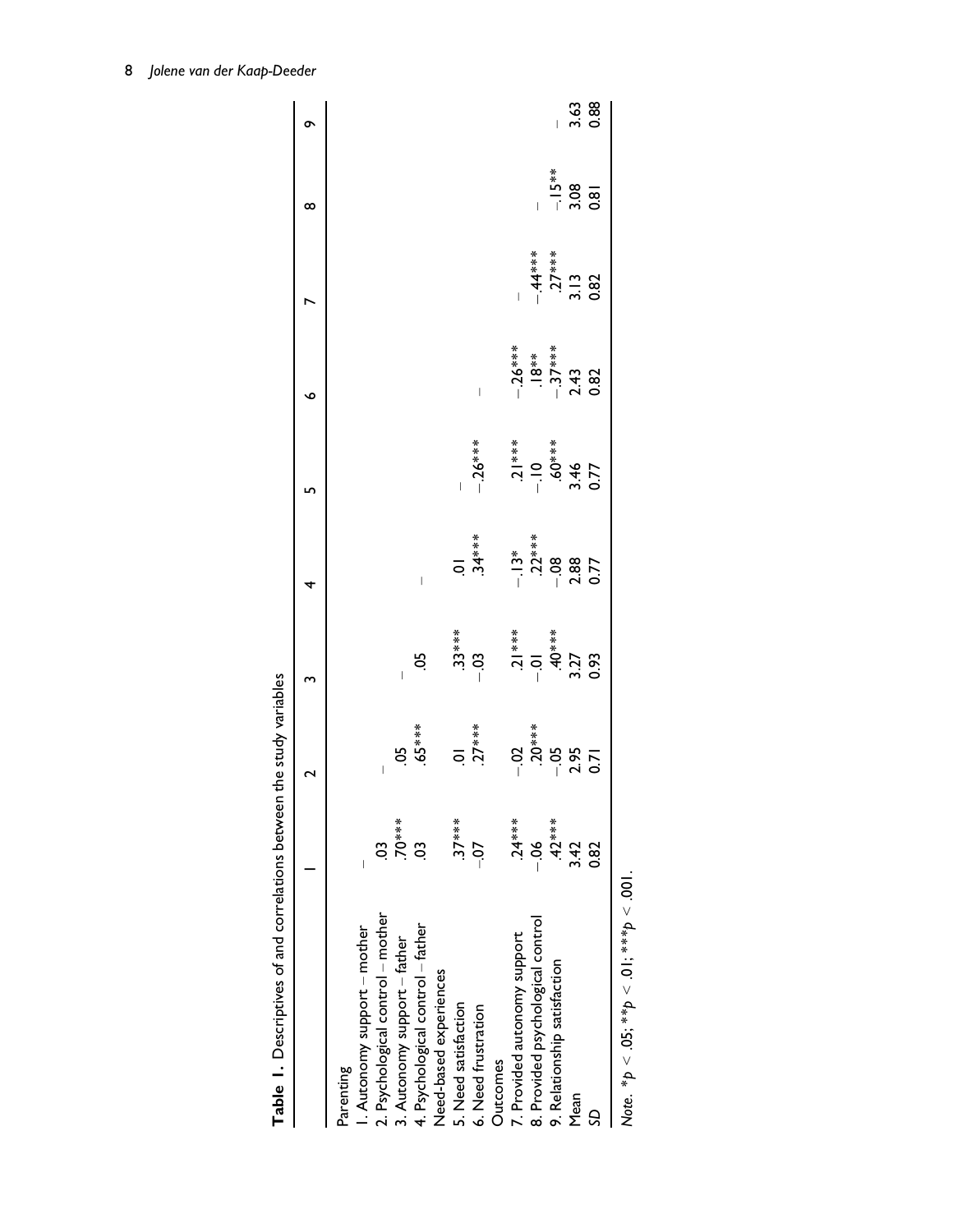**Table 1.** Descriptives of and correlations between the study variables

| | 1 | 2 | 3 | 4 | 5 | 6 | 7 | 8 | 9 |
|---|---|---|---|---|---|---|---|---|---|
| Parenting | | | | | | | | | |
| 1. Autonomy support – mother | – | | | | | | | | |
| 2. Psychological control – mother | .03 | – | | | | | | | |
| 3. Autonomy support – father | .70*** | .05 | – | | | | | | |
| 4. Psychological control – father | .03 | .65*** | .05 | – | | | | | |
| Need-based experiences | | | | | | | | | |
| 5. Need satisfaction | .37*** | .01 | .33*** | .01 | – | | | | |
| 6. Need frustration | –.07 | .27*** | –.03 | .34*** | –.26*** | – | | | |
| Outcomes | | | | | | | | | |
| 7. Provided autonomy support | .24*** | –.02 | .21*** | –.13* | .21*** | –.26*** | – | | |
| 8. Provided psychological control | –.06 | .20*** | –.01 | .22*** | –.10 | .18** | –.44*** | – | |
| 9. Relationship satisfaction | .42*** | –.05 | .40*** | –.08 | .60*** | –.37*** | .27*** | –.15** | – |
| Mean | 3.42 | 2.95 | 3.27 | 2.88 | 3.46 | 2.43 | 3.13 | 3.08 | 3.63 |
| *SD* | 0.82 | 0.71 | 0.93 | 0.77 | 0.77 | 0.82 | 0.82 | 0.81 | 0.88 |

*Note.* $*p < .05$; $**p < .01$; $***p < .001$.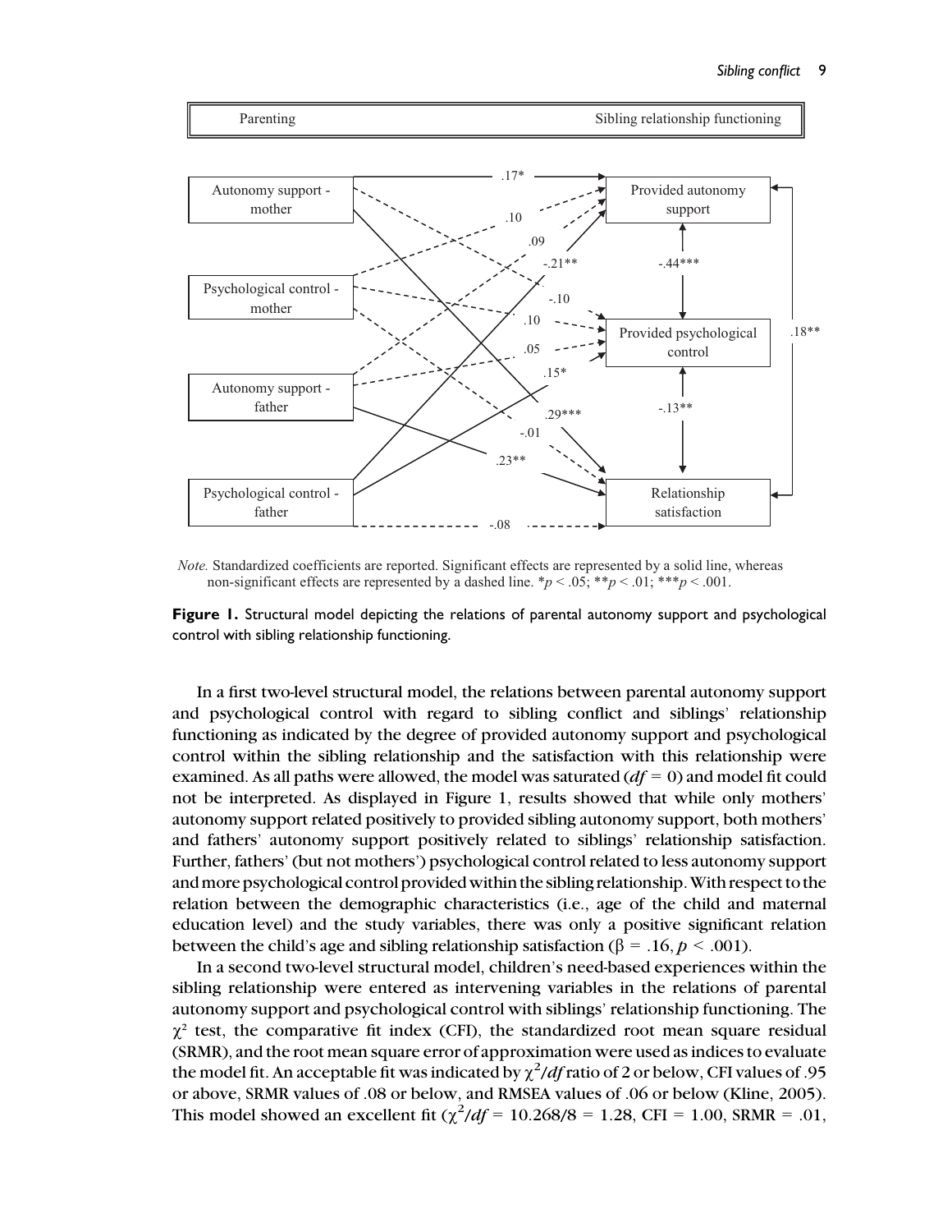*Note.* Standardized coefficients are reported. Significant effects are represented by a solid line, whereas non-significant effects are represented by a dashed line. \*$p < .05$; \*\*$p < .01$; \*\*\*$p < .001$.

**Figure 1.** Structural model depicting the relations of parental autonomy support and psychological control with sibling relationship functioning.

In a first two-level structural model, the relations between parental autonomy support and psychological control with regard to sibling conflict and siblings' relationship functioning as indicated by the degree of provided autonomy support and psychological control within the sibling relationship and the satisfaction with this relationship were examined. As all paths were allowed, the model was saturated ($df = 0$) and model fit could not be interpreted. As displayed in Figure 1, results showed that while only mothers' autonomy support related positively to provided sibling autonomy support, both mothers' and fathers' autonomy support positively related to siblings' relationship satisfaction. Further, fathers' (but not mothers') psychological control related to less autonomy support and more psychological control provided within the sibling relationship. With respect to the relation between the demographic characteristics (i.e., age of the child and maternal education level) and the study variables, there was only a positive significant relation between the child's age and sibling relationship satisfaction ($\beta = .16, p < .001$).

In a second two-level structural model, children's need-based experiences within the sibling relationship were entered as intervening variables in the relations of parental autonomy support and psychological control with siblings' relationship functioning. The $\chi^2$ test, the comparative fit index (CFI), the standardized root mean square residual (SRMR), and the root mean square error of approximation were used as indices to evaluate the model fit. An acceptable fit was indicated by $\chi^2/df$ ratio of 2 or below, CFI values of .95 or above, SRMR values of .08 or below, and RMSEA values of .06 or below (Kline, 2005). This model showed an excellent fit ($\chi^2/df = 10.268/8 = 1.28$, CFI = 1.00, SRMR = .01,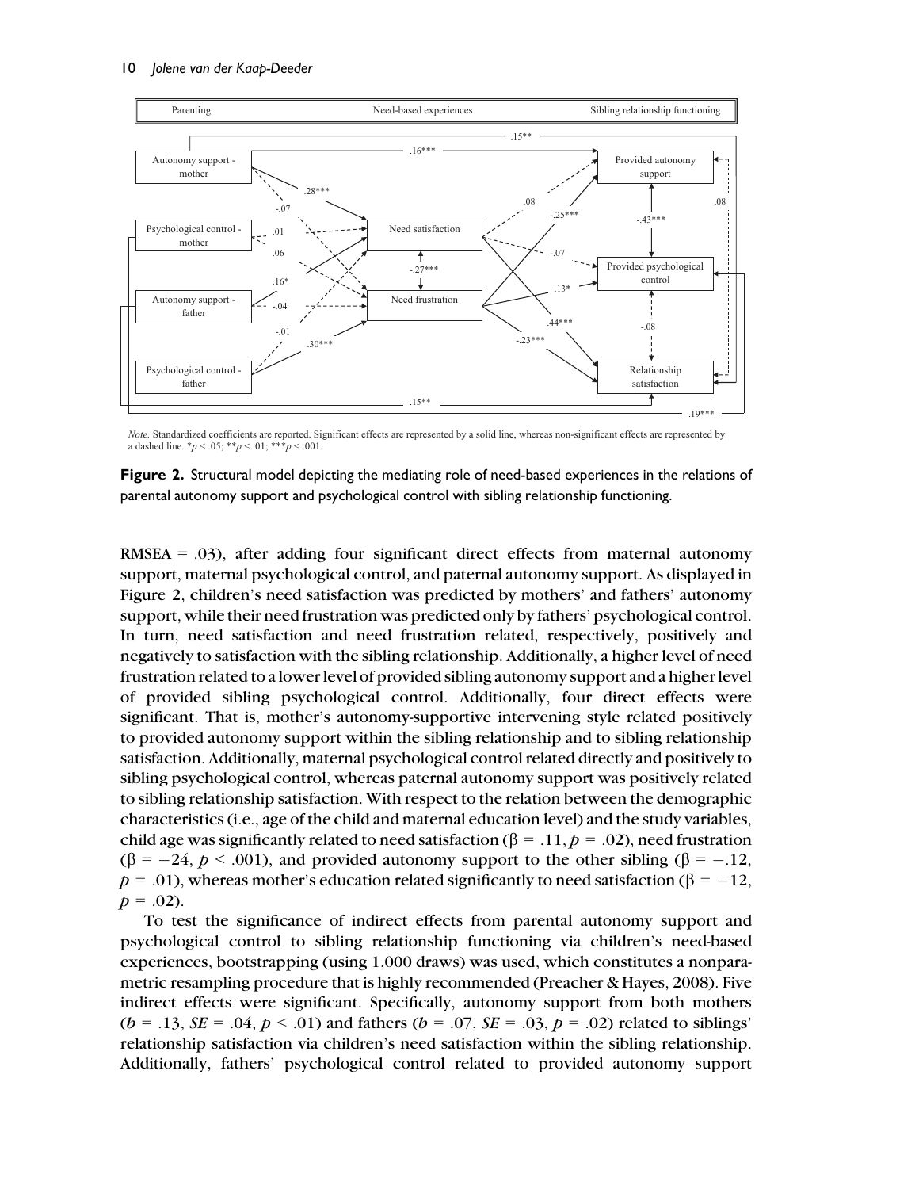Parenting | Need-based experiences | Sibling relationship functioning

*Note.* Standardized coefficients are reported. Significant effects are represented by a solid line, whereas non-significant effects are represented by a dashed line. \*$p < .05$; \*\*$p < .01$; \*\*\*$p < .001$.

**Figure 2.** Structural model depicting the mediating role of need-based experiences in the relations of parental autonomy support and psychological control with sibling relationship functioning.

RMSEA = .03), after adding four significant direct effects from maternal autonomy support, maternal psychological control, and paternal autonomy support. As displayed in Figure 2, children's need satisfaction was predicted by mothers' and fathers' autonomy support, while their need frustration was predicted only by fathers' psychological control. In turn, need satisfaction and need frustration related, respectively, positively and negatively to satisfaction with the sibling relationship. Additionally, a higher level of need frustration related to a lower level of provided sibling autonomy support and a higher level of provided sibling psychological control. Additionally, four direct effects were significant. That is, mother's autonomy-supportive intervening style related positively to provided autonomy support within the sibling relationship and to sibling relationship satisfaction. Additionally, maternal psychological control related directly and positively to sibling psychological control, whereas paternal autonomy support was positively related to sibling relationship satisfaction. With respect to the relation between the demographic characteristics (i.e., age of the child and maternal education level) and the study variables, child age was significantly related to need satisfaction ($\beta = .11, p = .02$), need frustration ($\beta = -24, p < .001$), and provided autonomy support to the other sibling ($\beta = -.12$, $p = .01$), whereas mother's education related significantly to need satisfaction ($\beta = -12$, $p = .02$).

To test the significance of indirect effects from parental autonomy support and psychological control to sibling relationship functioning via children's need-based experiences, bootstrapping (using 1,000 draws) was used, which constitutes a nonparametric resampling procedure that is highly recommended (Preacher & Hayes, 2008). Five indirect effects were significant. Specifically, autonomy support from both mothers ($b = .13$, $SE = .04$, $p < .01$) and fathers ($b = .07$, $SE = .03$, $p = .02$) related to siblings' relationship satisfaction via children's need satisfaction within the sibling relationship. Additionally, fathers' psychological control related to provided autonomy support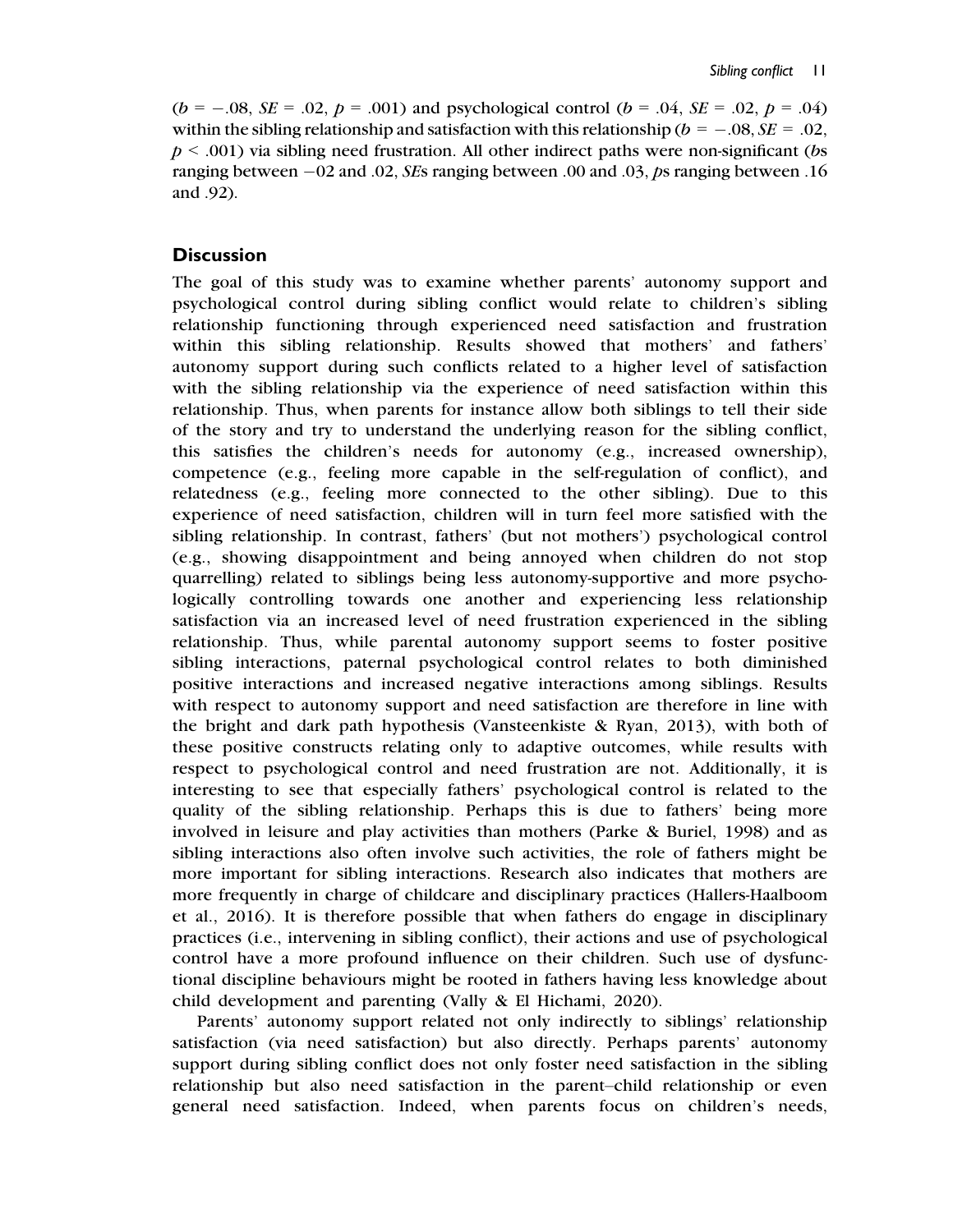($b = -.08$, $SE = .02$, $p = .001$) and psychological control ($b = .04$, $SE = .02$, $p = .04$) within the sibling relationship and satisfaction with this relationship ($b = -.08$, $SE = .02$, $p < .001$) via sibling need frustration. All other indirect paths were non-significant (*b*s ranging between −02 and .02, *SE*s ranging between .00 and .03, *p*s ranging between .16 and .92).

## Discussion

The goal of this study was to examine whether parents' autonomy support and psychological control during sibling conflict would relate to children's sibling relationship functioning through experienced need satisfaction and frustration within this sibling relationship. Results showed that mothers' and fathers' autonomy support during such conflicts related to a higher level of satisfaction with the sibling relationship via the experience of need satisfaction within this relationship. Thus, when parents for instance allow both siblings to tell their side of the story and try to understand the underlying reason for the sibling conflict, this satisfies the children's needs for autonomy (e.g., increased ownership), competence (e.g., feeling more capable in the self-regulation of conflict), and relatedness (e.g., feeling more connected to the other sibling). Due to this experience of need satisfaction, children will in turn feel more satisfied with the sibling relationship. In contrast, fathers' (but not mothers') psychological control (e.g., showing disappointment and being annoyed when children do not stop quarrelling) related to siblings being less autonomy-supportive and more psychologically controlling towards one another and experiencing less relationship satisfaction via an increased level of need frustration experienced in the sibling relationship. Thus, while parental autonomy support seems to foster positive sibling interactions, paternal psychological control relates to both diminished positive interactions and increased negative interactions among siblings. Results with respect to autonomy support and need satisfaction are therefore in line with the bright and dark path hypothesis (Vansteenkiste & Ryan, 2013), with both of these positive constructs relating only to adaptive outcomes, while results with respect to psychological control and need frustration are not. Additionally, it is interesting to see that especially fathers' psychological control is related to the quality of the sibling relationship. Perhaps this is due to fathers' being more involved in leisure and play activities than mothers (Parke & Buriel, 1998) and as sibling interactions also often involve such activities, the role of fathers might be more important for sibling interactions. Research also indicates that mothers are more frequently in charge of childcare and disciplinary practices (Hallers-Haalboom et al., 2016). It is therefore possible that when fathers do engage in disciplinary practices (i.e., intervening in sibling conflict), their actions and use of psychological control have a more profound influence on their children. Such use of dysfunctional discipline behaviours might be rooted in fathers having less knowledge about child development and parenting (Vally & El Hichami, 2020).

Parents' autonomy support related not only indirectly to siblings' relationship satisfaction (via need satisfaction) but also directly. Perhaps parents' autonomy support during sibling conflict does not only foster need satisfaction in the sibling relationship but also need satisfaction in the parent–child relationship or even general need satisfaction. Indeed, when parents focus on children's needs,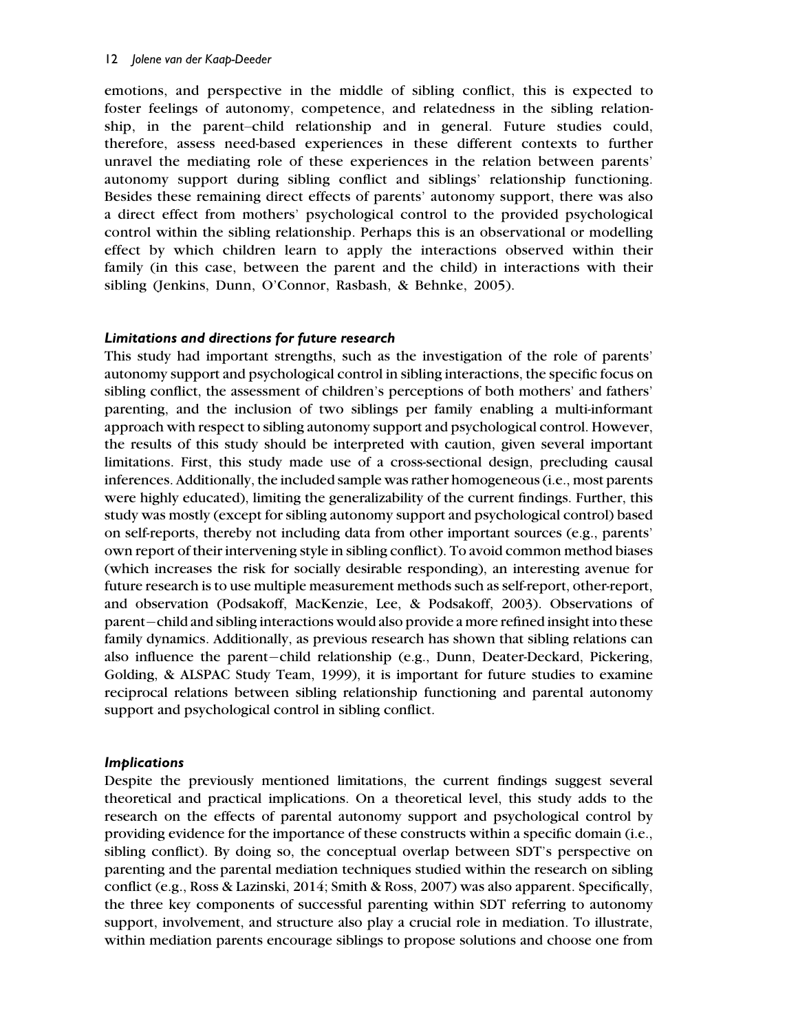emotions, and perspective in the middle of sibling conflict, this is expected to foster feelings of autonomy, competence, and relatedness in the sibling relationship, in the parent–child relationship and in general. Future studies could, therefore, assess need-based experiences in these different contexts to further unravel the mediating role of these experiences in the relation between parents' autonomy support during sibling conflict and siblings' relationship functioning. Besides these remaining direct effects of parents' autonomy support, there was also a direct effect from mothers' psychological control to the provided psychological control within the sibling relationship. Perhaps this is an observational or modelling effect by which children learn to apply the interactions observed within their family (in this case, between the parent and the child) in interactions with their sibling (Jenkins, Dunn, O'Connor, Rasbash, & Behnke, 2005).

### *Limitations and directions for future research*

This study had important strengths, such as the investigation of the role of parents' autonomy support and psychological control in sibling interactions, the specific focus on sibling conflict, the assessment of children's perceptions of both mothers' and fathers' parenting, and the inclusion of two siblings per family enabling a multi-informant approach with respect to sibling autonomy support and psychological control. However, the results of this study should be interpreted with caution, given several important limitations. First, this study made use of a cross-sectional design, precluding causal inferences. Additionally, the included sample was rather homogeneous (i.e., most parents were highly educated), limiting the generalizability of the current findings. Further, this study was mostly (except for sibling autonomy support and psychological control) based on self-reports, thereby not including data from other important sources (e.g., parents' own report of their intervening style in sibling conflict). To avoid common method biases (which increases the risk for socially desirable responding), an interesting avenue for future research is to use multiple measurement methods such as self-report, other-report, and observation (Podsakoff, MacKenzie, Lee, & Podsakoff, 2003). Observations of parent–child and sibling interactions would also provide a more refined insight into these family dynamics. Additionally, as previous research has shown that sibling relations can also influence the parent–child relationship (e.g., Dunn, Deater-Deckard, Pickering, Golding, & ALSPAC Study Team, 1999), it is important for future studies to examine reciprocal relations between sibling relationship functioning and parental autonomy support and psychological control in sibling conflict.

### *Implications*

Despite the previously mentioned limitations, the current findings suggest several theoretical and practical implications. On a theoretical level, this study adds to the research on the effects of parental autonomy support and psychological control by providing evidence for the importance of these constructs within a specific domain (i.e., sibling conflict). By doing so, the conceptual overlap between SDT's perspective on parenting and the parental mediation techniques studied within the research on sibling conflict (e.g., Ross & Lazinski, 2014; Smith & Ross, 2007) was also apparent. Specifically, the three key components of successful parenting within SDT referring to autonomy support, involvement, and structure also play a crucial role in mediation. To illustrate, within mediation parents encourage siblings to propose solutions and choose one from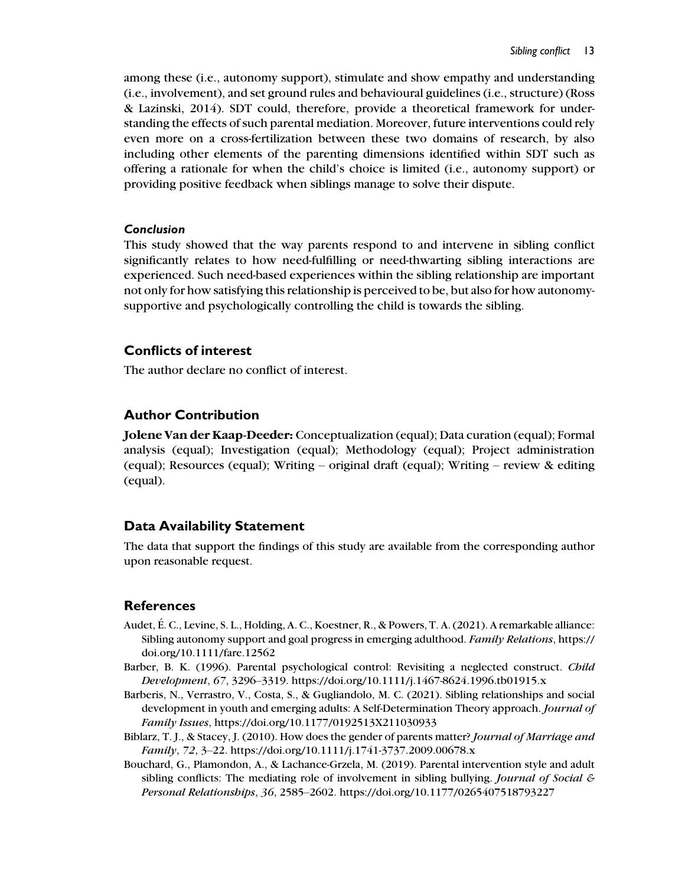among these (i.e., autonomy support), stimulate and show empathy and understanding (i.e., involvement), and set ground rules and behavioural guidelines (i.e., structure) (Ross & Lazinski, 2014). SDT could, therefore, provide a theoretical framework for understanding the effects of such parental mediation. Moreover, future interventions could rely even more on a cross-fertilization between these two domains of research, by also including other elements of the parenting dimensions identified within SDT such as offering a rationale for when the child's choice is limited (i.e., autonomy support) or providing positive feedback when siblings manage to solve their dispute.

### *Conclusion*

This study showed that the way parents respond to and intervene in sibling conflict significantly relates to how need-fulfilling or need-thwarting sibling interactions are experienced. Such need-based experiences within the sibling relationship are important not only for how satisfying this relationship is perceived to be, but also for how autonomy-supportive and psychologically controlling the child is towards the sibling.

## Conflicts of interest

The author declare no conflict of interest.

## Author Contribution

**Jolene Van der Kaap-Deeder:** Conceptualization (equal); Data curation (equal); Formal analysis (equal); Investigation (equal); Methodology (equal); Project administration (equal); Resources (equal); Writing – original draft (equal); Writing – review & editing (equal).

## Data Availability Statement

The data that support the findings of this study are available from the corresponding author upon reasonable request.

## References

Audet, É. C., Levine, S. L., Holding, A. C., Koestner, R., & Powers, T. A. (2021). A remarkable alliance: Sibling autonomy support and goal progress in emerging adulthood. *Family Relations*, https://doi.org/10.1111/fare.12562

Barber, B. K. (1996). Parental psychological control: Revisiting a neglected construct. *Child Development*, *67*, 3296–3319. https://doi.org/10.1111/j.1467-8624.1996.tb01915.x

Barberis, N., Verrastro, V., Costa, S., & Gugliandolo, M. C. (2021). Sibling relationships and social development in youth and emerging adults: A Self-Determination Theory approach. *Journal of Family Issues*, https://doi.org/10.1177/0192513X211030933

Biblarz, T. J., & Stacey, J. (2010). How does the gender of parents matter? *Journal of Marriage and Family*, *72*, 3–22. https://doi.org/10.1111/j.1741-3737.2009.00678.x

Bouchard, G., Plamondon, A., & Lachance-Grzela, M. (2019). Parental intervention style and adult sibling conflicts: The mediating role of involvement in sibling bullying. *Journal of Social & Personal Relationships*, *36*, 2585–2602. https://doi.org/10.1177/0265407518793227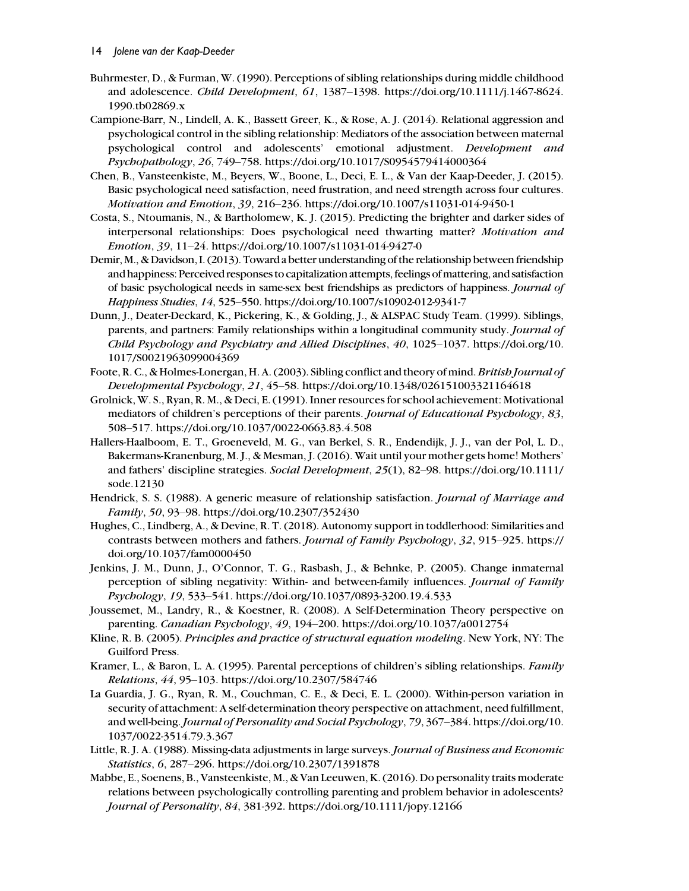Buhrmester, D., & Furman, W. (1990). Perceptions of sibling relationships during middle childhood and adolescence. *Child Development*, *61*, 1387–1398. https://doi.org/10.1111/j.1467-8624.1990.tb02869.x

Campione-Barr, N., Lindell, A. K., Bassett Greer, K., & Rose, A. J. (2014). Relational aggression and psychological control in the sibling relationship: Mediators of the association between maternal psychological control and adolescents' emotional adjustment. *Development and Psychopathology*, *26*, 749–758. https://doi.org/10.1017/S0954579414000364

Chen, B., Vansteenkiste, M., Beyers, W., Boone, L., Deci, E. L., & Van der Kaap-Deeder, J. (2015). Basic psychological need satisfaction, need frustration, and need strength across four cultures. *Motivation and Emotion*, *39*, 216–236. https://doi.org/10.1007/s11031-014-9450-1

Costa, S., Ntoumanis, N., & Bartholomew, K. J. (2015). Predicting the brighter and darker sides of interpersonal relationships: Does psychological need thwarting matter? *Motivation and Emotion*, *39*, 11–24. https://doi.org/10.1007/s11031-014-9427-0

Demir, M., & Davidson, I. (2013). Toward a better understanding of the relationship between friendship and happiness: Perceived responses to capitalization attempts, feelings of mattering, and satisfaction of basic psychological needs in same-sex best friendships as predictors of happiness. *Journal of Happiness Studies*, *14*, 525–550. https://doi.org/10.1007/s10902-012-9341-7

Dunn, J., Deater-Deckard, K., Pickering, K., & Golding, J., & ALSPAC Study Team. (1999). Siblings, parents, and partners: Family relationships within a longitudinal community study. *Journal of Child Psychology and Psychiatry and Allied Disciplines*, *40*, 1025–1037. https://doi.org/10.1017/S0021963099004369

Foote, R. C., & Holmes-Lonergan, H. A. (2003). Sibling conflict and theory of mind. *British Journal of Developmental Psychology*, *21*, 45–58. https://doi.org/10.1348/026151003321164618

Grolnick, W. S., Ryan, R. M., & Deci, E. (1991). Inner resources for school achievement: Motivational mediators of children's perceptions of their parents. *Journal of Educational Psychology*, *83*, 508–517. https://doi.org/10.1037/0022-0663.83.4.508

Hallers-Haalboom, E. T., Groeneveld, M. G., van Berkel, S. R., Endendijk, J. J., van der Pol, L. D., Bakermans-Kranenburg, M. J., & Mesman, J. (2016). Wait until your mother gets home! Mothers' and fathers' discipline strategies. *Social Development*, *25*(1), 82–98. https://doi.org/10.1111/sode.12130

Hendrick, S. S. (1988). A generic measure of relationship satisfaction. *Journal of Marriage and Family*, *50*, 93–98. https://doi.org/10.2307/352430

Hughes, C., Lindberg, A., & Devine, R. T. (2018). Autonomy support in toddlerhood: Similarities and contrasts between mothers and fathers. *Journal of Family Psychology*, *32*, 915–925. https://doi.org/10.1037/fam0000450

Jenkins, J. M., Dunn, J., O'Connor, T. G., Rasbash, J., & Behnke, P. (2005). Change inmaternal perception of sibling negativity: Within- and between-family influences. *Journal of Family Psychology*, *19*, 533–541. https://doi.org/10.1037/0893-3200.19.4.533

Joussemet, M., Landry, R., & Koestner, R. (2008). A Self-Determination Theory perspective on parenting. *Canadian Psychology*, *49*, 194–200. https://doi.org/10.1037/a0012754

Kline, R. B. (2005). *Principles and practice of structural equation modeling*. New York, NY: The Guilford Press.

Kramer, L., & Baron, L. A. (1995). Parental perceptions of children's sibling relationships. *Family Relations*, *44*, 95–103. https://doi.org/10.2307/584746

La Guardia, J. G., Ryan, R. M., Couchman, C. E., & Deci, E. L. (2000). Within-person variation in security of attachment: A self-determination theory perspective on attachment, need fulfillment, and well-being. *Journal of Personality and Social Psychology*, *79*, 367–384. https://doi.org/10.1037/0022-3514.79.3.367

Little, R. J. A. (1988). Missing-data adjustments in large surveys. *Journal of Business and Economic Statistics*, *6*, 287–296. https://doi.org/10.2307/1391878

Mabbe, E., Soenens, B., Vansteenkiste, M., & Van Leeuwen, K. (2016). Do personality traits moderate relations between psychologically controlling parenting and problem behavior in adolescents? *Journal of Personality*, *84*, 381-392. https://doi.org/10.1111/jopy.12166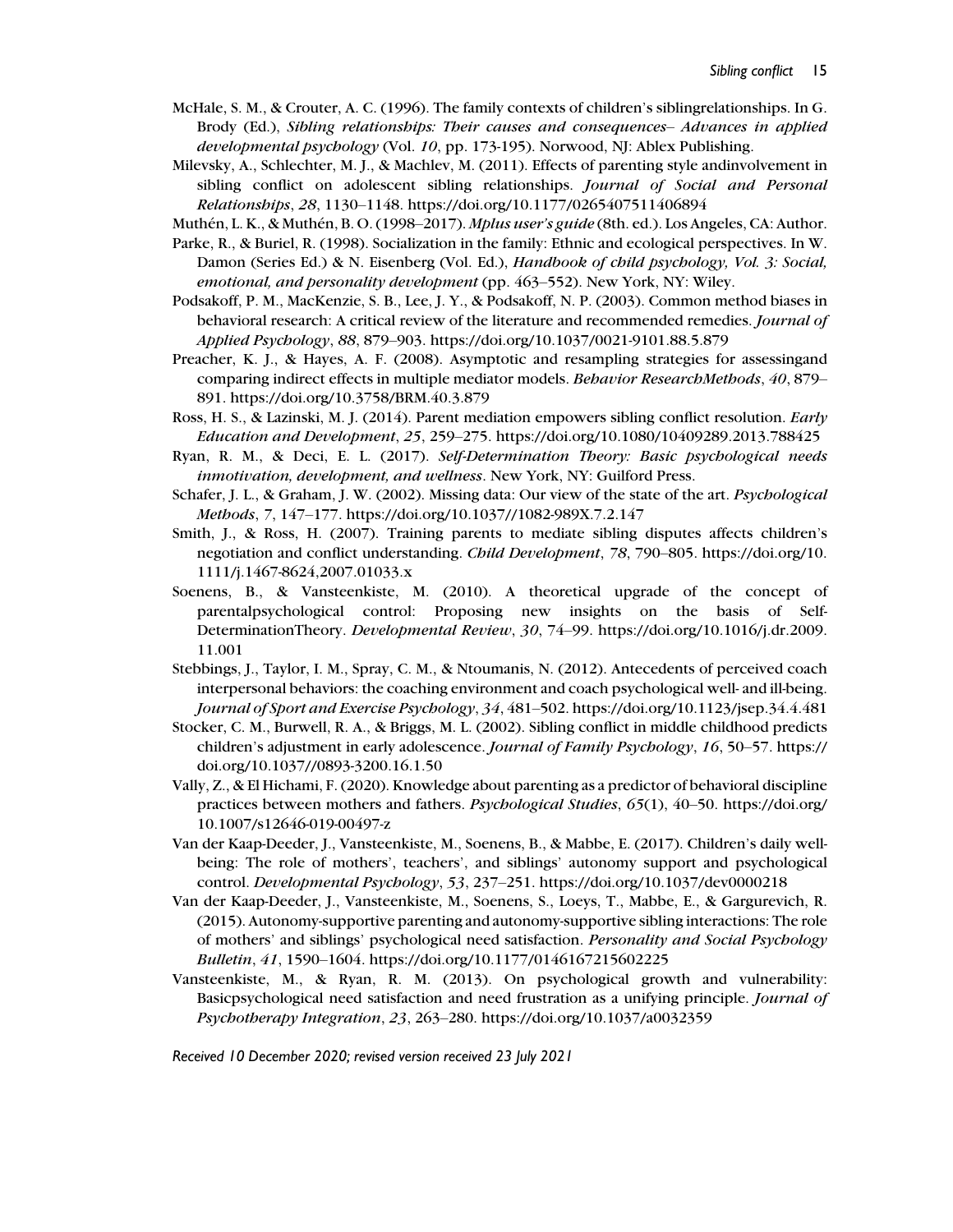McHale, S. M., & Crouter, A. C. (1996). The family contexts of children's siblingrelationships. In G. Brody (Ed.), *Sibling relationships: Their causes and consequences– Advances in applied developmental psychology* (Vol. *10*, pp. 173-195). Norwood, NJ: Ablex Publishing.

Milevsky, A., Schlechter, M. J., & Machlev, M. (2011). Effects of parenting style andinvolvement in sibling conflict on adolescent sibling relationships. *Journal of Social and Personal Relationships*, *28*, 1130–1148. https://doi.org/10.1177/0265407511406894

Muthén, L. K., & Muthén, B. O. (1998–2017). *Mplus user's guide* (8th. ed.). Los Angeles, CA: Author.

Parke, R., & Buriel, R. (1998). Socialization in the family: Ethnic and ecological perspectives. In W. Damon (Series Ed.) & N. Eisenberg (Vol. Ed.), *Handbook of child psychology, Vol. 3: Social, emotional, and personality development* (pp. 463–552). New York, NY: Wiley.

Podsakoff, P. M., MacKenzie, S. B., Lee, J. Y., & Podsakoff, N. P. (2003). Common method biases in behavioral research: A critical review of the literature and recommended remedies. *Journal of Applied Psychology*, *88*, 879–903. https://doi.org/10.1037/0021-9101.88.5.879

Preacher, K. J., & Hayes, A. F. (2008). Asymptotic and resampling strategies for assessingand comparing indirect effects in multiple mediator models. *Behavior ResearchMethods*, *40*, 879–891. https://doi.org/10.3758/BRM.40.3.879

Ross, H. S., & Lazinski, M. J. (2014). Parent mediation empowers sibling conflict resolution. *Early Education and Development*, *25*, 259–275. https://doi.org/10.1080/10409289.2013.788425

Ryan, R. M., & Deci, E. L. (2017). *Self-Determination Theory: Basic psychological needs inmotivation, development, and wellness*. New York, NY: Guilford Press.

Schafer, J. L., & Graham, J. W. (2002). Missing data: Our view of the state of the art. *Psychological Methods*, *7*, 147–177. https://doi.org/10.1037//1082-989X.7.2.147

Smith, J., & Ross, H. (2007). Training parents to mediate sibling disputes affects children's negotiation and conflict understanding. *Child Development*, *78*, 790–805. https://doi.org/10.1111/j.1467-8624,2007.01033.x

Soenens, B., & Vansteenkiste, M. (2010). A theoretical upgrade of the concept of parentalpsychological control: Proposing new insights on the basis of Self-DeterminationTheory. *Developmental Review*, *30*, 74–99. https://doi.org/10.1016/j.dr.2009.11.001

Stebbings, J., Taylor, I. M., Spray, C. M., & Ntoumanis, N. (2012). Antecedents of perceived coach interpersonal behaviors: the coaching environment and coach psychological well- and ill-being. *Journal of Sport and Exercise Psychology*, *34*, 481–502. https://doi.org/10.1123/jsep.34.4.481

Stocker, C. M., Burwell, R. A., & Briggs, M. L. (2002). Sibling conflict in middle childhood predicts children's adjustment in early adolescence. *Journal of Family Psychology*, *16*, 50–57. https://doi.org/10.1037//0893-3200.16.1.50

Vally, Z., & El Hichami, F. (2020). Knowledge about parenting as a predictor of behavioral discipline practices between mothers and fathers. *Psychological Studies*, *65*(1), 40–50. https://doi.org/10.1007/s12646-019-00497-z

Van der Kaap-Deeder, J., Vansteenkiste, M., Soenens, B., & Mabbe, E. (2017). Children's daily well-being: The role of mothers', teachers', and siblings' autonomy support and psychological control. *Developmental Psychology*, *53*, 237–251. https://doi.org/10.1037/dev0000218

Van der Kaap-Deeder, J., Vansteenkiste, M., Soenens, S., Loeys, T., Mabbe, E., & Gargurevich, R. (2015). Autonomy-supportive parenting and autonomy-supportive sibling interactions: The role of mothers' and siblings' psychological need satisfaction. *Personality and Social Psychology Bulletin*, *41*, 1590–1604. https://doi.org/10.1177/0146167215602225

Vansteenkiste, M., & Ryan, R. M. (2013). On psychological growth and vulnerability: Basicpsychological need satisfaction and need frustration as a unifying principle. *Journal of Psychotherapy Integration*, *23*, 263–280. https://doi.org/10.1037/a0032359

*Received 10 December 2020; revised version received 23 July 2021*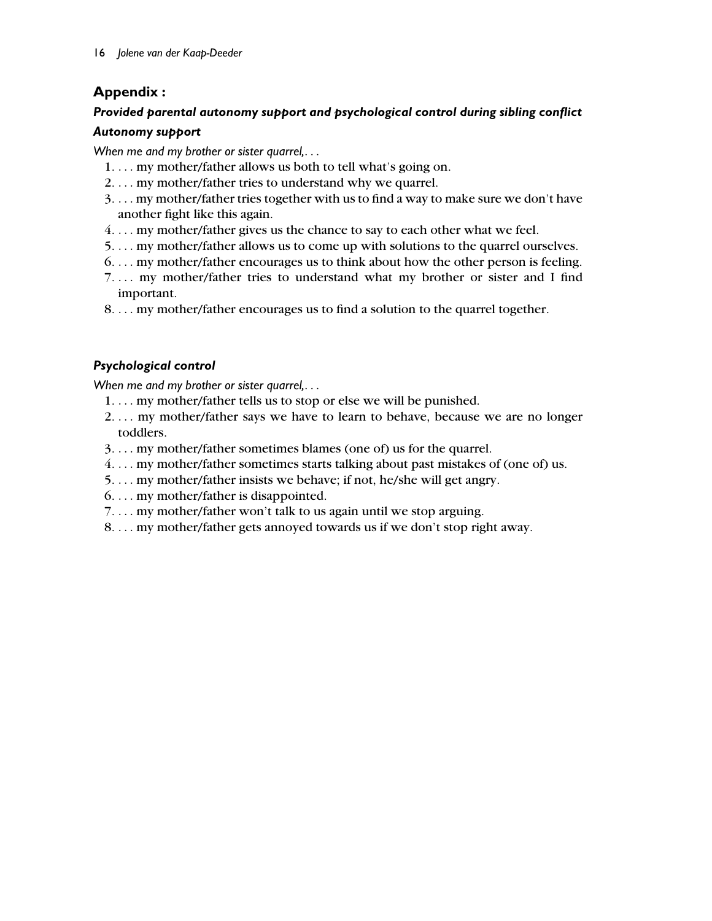## Appendix :

### *Provided parental autonomy support and psychological control during sibling conflict*

### *Autonomy support*

*When me and my brother or sister quarrel,. . .*

1. . . . my mother/father allows us both to tell what's going on.
2. . . . my mother/father tries to understand why we quarrel.
3. . . . my mother/father tries together with us to find a way to make sure we don't have another fight like this again.
4. . . . my mother/father gives us the chance to say to each other what we feel.
5. . . . my mother/father allows us to come up with solutions to the quarrel ourselves.
6. . . . my mother/father encourages us to think about how the other person is feeling.
7. . . . my mother/father tries to understand what my brother or sister and I find important.
8. . . . my mother/father encourages us to find a solution to the quarrel together.

### *Psychological control*

*When me and my brother or sister quarrel,. . .*

1. . . . my mother/father tells us to stop or else we will be punished.
2. . . . my mother/father says we have to learn to behave, because we are no longer toddlers.
3. . . . my mother/father sometimes blames (one of) us for the quarrel.
4. . . . my mother/father sometimes starts talking about past mistakes of (one of) us.
5. . . . my mother/father insists we behave; if not, he/she will get angry.
6. . . . my mother/father is disappointed.
7. . . . my mother/father won't talk to us again until we stop arguing.
8. . . . my mother/father gets annoyed towards us if we don't stop right away.